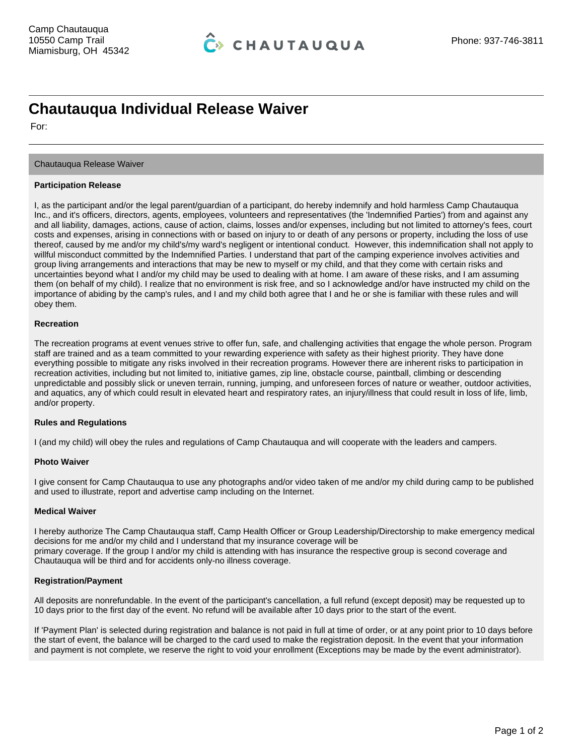Camp Chautauqua
10550 Camp Trail
Miamisburg, OH 45342

CHAUTAUQUA

Phone: 937-746-3811

# Chautauqua Individual Release Waiver

For:

## Chautauqua Release Waiver

### Participation Release

I, as the participant and/or the legal parent/guardian of a participant, do hereby indemnify and hold harmless Camp Chautauqua Inc., and it's officers, directors, agents, employees, volunteers and representatives (the 'Indemnified Parties') from and against any and all liability, damages, actions, cause of action, claims, losses and/or expenses, including but not limited to attorney's fees, court costs and expenses, arising in connections with or based on injury to or death of any persons or property, including the loss of use thereof, caused by me and/or my child's/my ward's negligent or intentional conduct. However, this indemnification shall not apply to willful misconduct committed by the Indemnified Parties. I understand that part of the camping experience involves activities and group living arrangements and interactions that may be new to myself or my child, and that they come with certain risks and uncertainties beyond what I and/or my child may be used to dealing with at home. I am aware of these risks, and I am assuming them (on behalf of my child). I realize that no environment is risk free, and so I acknowledge and/or have instructed my child on the importance of abiding by the camp's rules, and I and my child both agree that I and he or she is familiar with these rules and will obey them.

### Recreation

The recreation programs at event venues strive to offer fun, safe, and challenging activities that engage the whole person. Program staff are trained and as a team committed to your rewarding experience with safety as their highest priority. They have done everything possible to mitigate any risks involved in their recreation programs. However there are inherent risks to participation in recreation activities, including but not limited to, initiative games, zip line, obstacle course, paintball, climbing or descending unpredictable and possibly slick or uneven terrain, running, jumping, and unforeseen forces of nature or weather, outdoor activities, and aquatics, any of which could result in elevated heart and respiratory rates, an injury/illness that could result in loss of life, limb, and/or property.

### Rules and Regulations

I (and my child) will obey the rules and regulations of Camp Chautauqua and will cooperate with the leaders and campers.

### Photo Waiver

I give consent for Camp Chautauqua to use any photographs and/or video taken of me and/or my child during camp to be published and used to illustrate, report and advertise camp including on the Internet.

### Medical Waiver

I hereby authorize The Camp Chautauqua staff, Camp Health Officer or Group Leadership/Directorship to make emergency medical decisions for me and/or my child and I understand that my insurance coverage will be
primary coverage. If the group I and/or my child is attending with has insurance the respective group is second coverage and Chautauqua will be third and for accidents only-no illness coverage.

### Registration/Payment

All deposits are nonrefundable. In the event of the participant's cancellation, a full refund (except deposit) may be requested up to 10 days prior to the first day of the event. No refund will be available after 10 days prior to the start of the event.

If 'Payment Plan' is selected during registration and balance is not paid in full at time of order, or at any point prior to 10 days before the start of event, the balance will be charged to the card used to make the registration deposit. In the event that your information and payment is not complete, we reserve the right to void your enrollment (Exceptions may be made by the event administrator).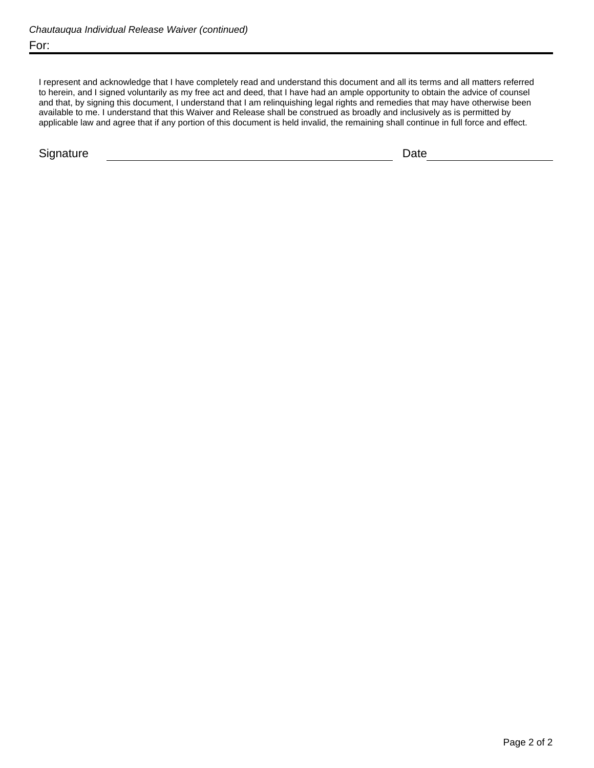For:

I represent and acknowledge that I have completely read and understand this document and all its terms and all matters referred to herein, and I signed voluntarily as my free act and deed, that I have had an ample opportunity to obtain the advice of counsel and that, by signing this document, I understand that I am relinquishing legal rights and remedies that may have otherwise been available to me. I understand that this Waiver and Release shall be construed as broadly and inclusively as is permitted by applicable law and agree that if any portion of this document is held invalid, the remaining shall continue in full force and effect.

Signature ______________________________ Date ________________